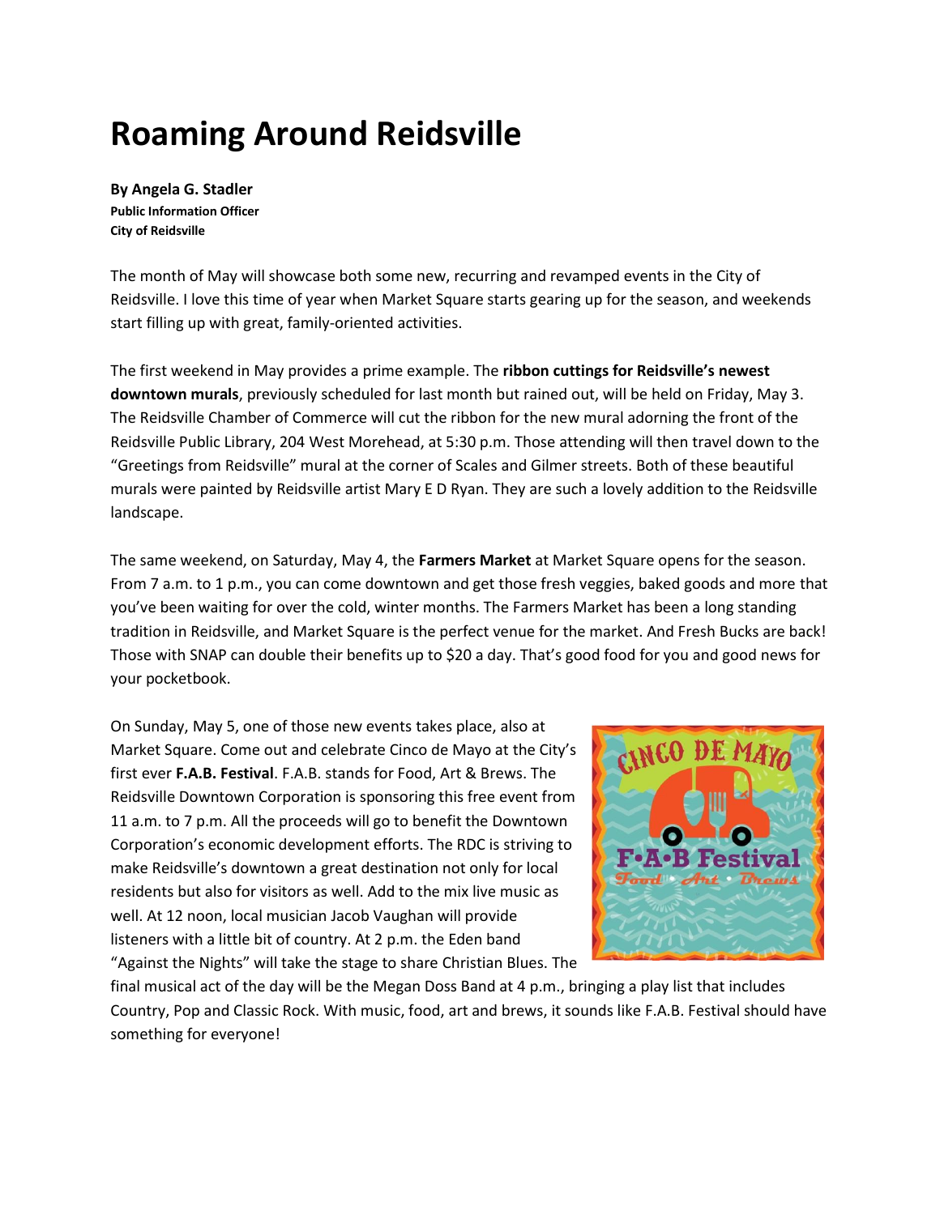# Roaming Around Reidsville

**By Angela G. Stadler**
**Public Information Officer**
**City of Reidsville**

The month of May will showcase both some new, recurring and revamped events in the City of Reidsville. I love this time of year when Market Square starts gearing up for the season, and weekends start filling up with great, family-oriented activities.

The first weekend in May provides a prime example. The **ribbon cuttings for Reidsville's newest downtown murals**, previously scheduled for last month but rained out, will be held on Friday, May 3. The Reidsville Chamber of Commerce will cut the ribbon for the new mural adorning the front of the Reidsville Public Library, 204 West Morehead, at 5:30 p.m. Those attending will then travel down to the "Greetings from Reidsville" mural at the corner of Scales and Gilmer streets. Both of these beautiful murals were painted by Reidsville artist Mary E D Ryan. They are such a lovely addition to the Reidsville landscape.

The same weekend, on Saturday, May 4, the **Farmers Market** at Market Square opens for the season. From 7 a.m. to 1 p.m., you can come downtown and get those fresh veggies, baked goods and more that you've been waiting for over the cold, winter months. The Farmers Market has been a long standing tradition in Reidsville, and Market Square is the perfect venue for the market. And Fresh Bucks are back! Those with SNAP can double their benefits up to $20 a day. That's good food for you and good news for your pocketbook.

On Sunday, May 5, one of those new events takes place, also at Market Square. Come out and celebrate Cinco de Mayo at the City's first ever **F.A.B. Festival**. F.A.B. stands for Food, Art & Brews. The Reidsville Downtown Corporation is sponsoring this free event from 11 a.m. to 7 p.m. All the proceeds will go to benefit the Downtown Corporation's economic development efforts. The RDC is striving to make Reidsville's downtown a great destination not only for local residents but also for visitors as well. Add to the mix live music as well. At 12 noon, local musician Jacob Vaughan will provide listeners with a little bit of country. At 2 p.m. the Eden band "Against the Nights" will take the stage to share Christian Blues. The final musical act of the day will be the Megan Doss Band at 4 p.m., bringing a play list that includes Country, Pop and Classic Rock. With music, food, art and brews, it sounds like F.A.B. Festival should have something for everyone!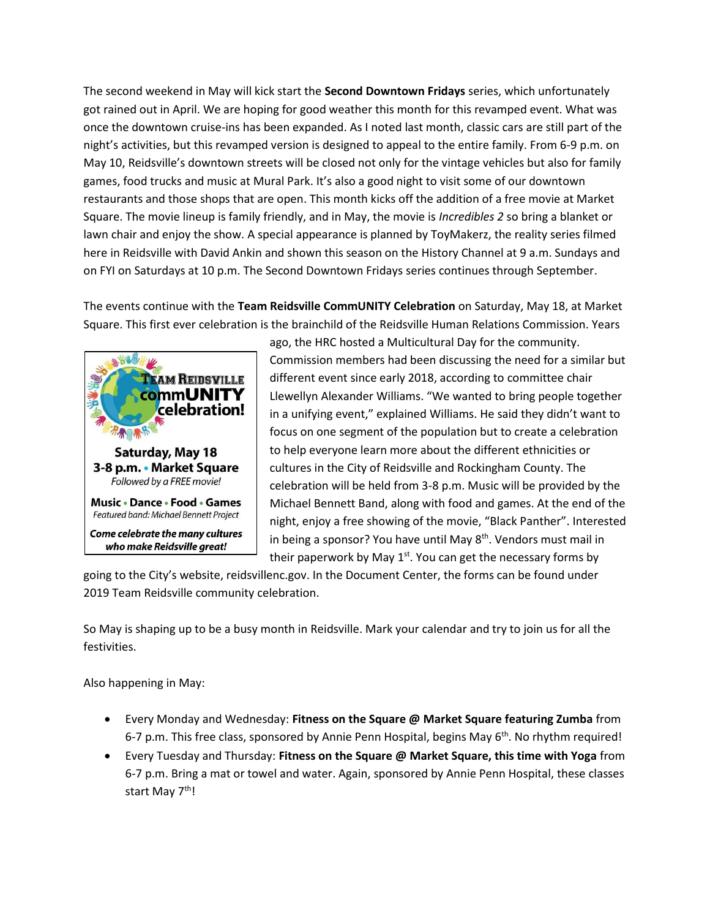The second weekend in May will kick start the **Second Downtown Fridays** series, which unfortunately got rained out in April. We are hoping for good weather this month for this revamped event. What was once the downtown cruise-ins has been expanded. As I noted last month, classic cars are still part of the night's activities, but this revamped version is designed to appeal to the entire family. From 6-9 p.m. on May 10, Reidsville's downtown streets will be closed not only for the vintage vehicles but also for family games, food trucks and music at Mural Park. It's also a good night to visit some of our downtown restaurants and those shops that are open. This month kicks off the addition of a free movie at Market Square. The movie lineup is family friendly, and in May, the movie is *Incredibles 2* so bring a blanket or lawn chair and enjoy the show. A special appearance is planned by ToyMakerz, the reality series filmed here in Reidsville with David Ankin and shown this season on the History Channel at 9 a.m. Sundays and on FYI on Saturdays at 10 p.m. The Second Downtown Fridays series continues through September.

The events continue with the **Team Reidsville CommUNITY Celebration** on Saturday, May 18, at Market Square. This first ever celebration is the brainchild of the Reidsville Human Relations Commission. Years ago, the HRC hosted a Multicultural Day for the community. Commission members had been discussing the need for a similar but different event since early 2018, according to committee chair Llewellyn Alexander Williams. "We wanted to bring people together in a unifying event," explained Williams. He said they didn't want to focus on one segment of the population but to create a celebration to help everyone learn more about the different ethnicities or cultures in the City of Reidsville and Rockingham County. The celebration will be held from 3-8 p.m. Music will be provided by the Michael Bennett Band, along with food and games. At the end of the night, enjoy a free showing of the movie, "Black Panther". Interested in being a sponsor? You have until May 8th. Vendors must mail in their paperwork by May 1st. You can get the necessary forms by going to the City's website, reidsvillenc.gov. In the Document Center, the forms can be found under 2019 Team Reidsville community celebration.

> **Team Reidsville commUNITY celebration!**
>
> **Saturday, May 18**
> **3-8 p.m. • Market Square**
> *Followed by a FREE movie!*
>
> **Music • Dance • Food • Games**
> *Featured band: Michael Bennett Project*
>
> ***Come celebrate the many cultures who make Reidsville great!***

So May is shaping up to be a busy month in Reidsville. Mark your calendar and try to join us for all the festivities.

Also happening in May:

- Every Monday and Wednesday: **Fitness on the Square @ Market Square featuring Zumba** from 6-7 p.m. This free class, sponsored by Annie Penn Hospital, begins May 6th. No rhythm required!
- Every Tuesday and Thursday: **Fitness on the Square @ Market Square, this time with Yoga** from 6-7 p.m. Bring a mat or towel and water. Again, sponsored by Annie Penn Hospital, these classes start May 7th!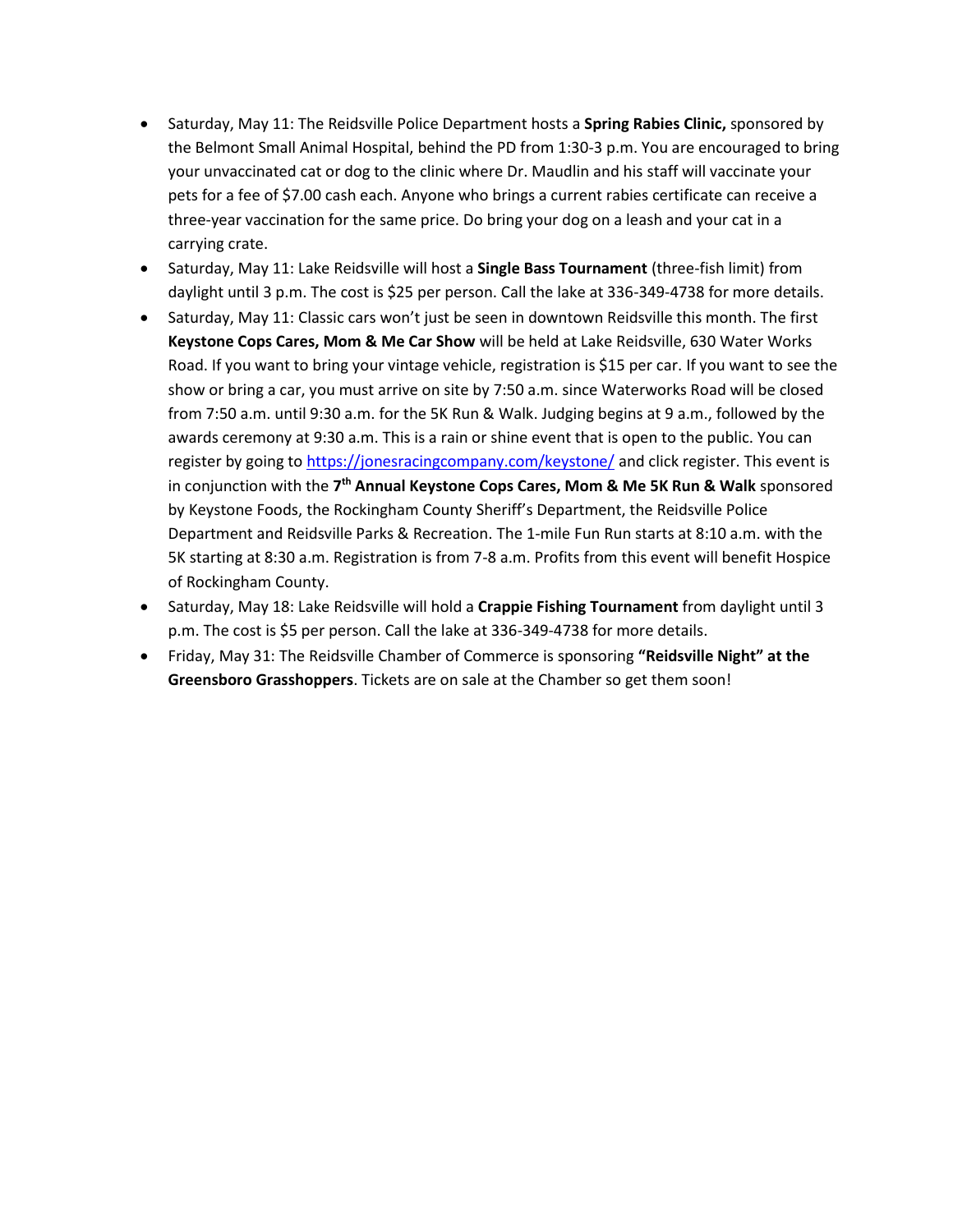- Saturday, May 11: The Reidsville Police Department hosts a **Spring Rabies Clinic,** sponsored by the Belmont Small Animal Hospital, behind the PD from 1:30-3 p.m. You are encouraged to bring your unvaccinated cat or dog to the clinic where Dr. Maudlin and his staff will vaccinate your pets for a fee of $7.00 cash each. Anyone who brings a current rabies certificate can receive a three-year vaccination for the same price. Do bring your dog on a leash and your cat in a carrying crate.
- Saturday, May 11: Lake Reidsville will host a **Single Bass Tournament** (three-fish limit) from daylight until 3 p.m. The cost is $25 per person. Call the lake at 336-349-4738 for more details.
- Saturday, May 11: Classic cars won't just be seen in downtown Reidsville this month. The first **Keystone Cops Cares, Mom & Me Car Show** will be held at Lake Reidsville, 630 Water Works Road. If you want to bring your vintage vehicle, registration is $15 per car. If you want to see the show or bring a car, you must arrive on site by 7:50 a.m. since Waterworks Road will be closed from 7:50 a.m. until 9:30 a.m. for the 5K Run & Walk. Judging begins at 9 a.m., followed by the awards ceremony at 9:30 a.m. This is a rain or shine event that is open to the public. You can register by going to [https://jonesracingcompany.com/keystone/](https://jonesracingcompany.com/keystone/) and click register. This event is in conjunction with the **7th Annual Keystone Cops Cares, Mom & Me 5K Run & Walk** sponsored by Keystone Foods, the Rockingham County Sheriff's Department, the Reidsville Police Department and Reidsville Parks & Recreation. The 1-mile Fun Run starts at 8:10 a.m. with the 5K starting at 8:30 a.m. Registration is from 7-8 a.m. Profits from this event will benefit Hospice of Rockingham County.
- Saturday, May 18: Lake Reidsville will hold a **Crappie Fishing Tournament** from daylight until 3 p.m. The cost is $5 per person. Call the lake at 336-349-4738 for more details.
- Friday, May 31: The Reidsville Chamber of Commerce is sponsoring **"Reidsville Night" at the Greensboro Grasshoppers**. Tickets are on sale at the Chamber so get them soon!